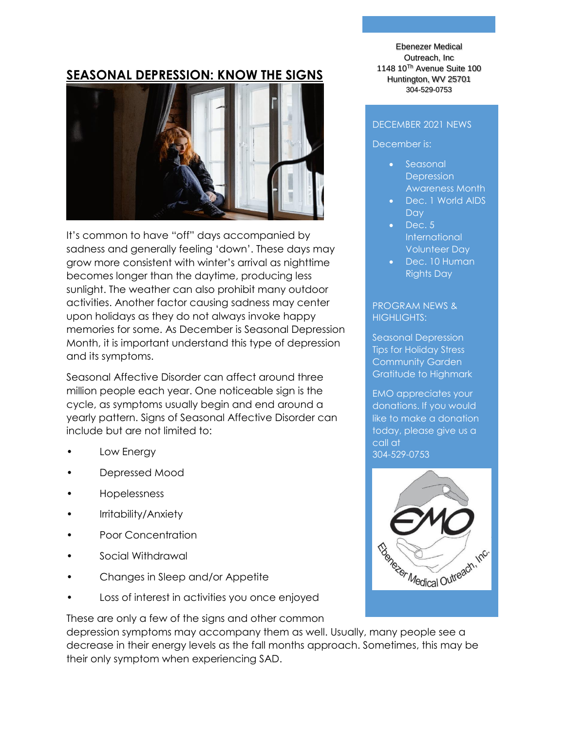## SEASONAL DEPRESSION: KNOW THE SIGNS

It's common to have "off" days accompanied by sadness and generally feeling 'down'. These days may grow more consistent with winter's arrival as nighttime becomes longer than the daytime, producing less sunlight. The weather can also prohibit many outdoor activities. Another factor causing sadness may center upon holidays as they do not always invoke happy memories for some. As December is Seasonal Depression Month, it is important understand this type of depression and its symptoms.

Seasonal Affective Disorder can affect around three million people each year. One noticeable sign is the cycle, as symptoms usually begin and end around a yearly pattern. Signs of Seasonal Affective Disorder can include but are not limited to:

- Low Energy
- Depressed Mood
- Hopelessness
- Irritability/Anxiety
- Poor Concentration
- Social Withdrawal
- Changes in Sleep and/or Appetite
- Loss of interest in activities you once enjoyed

These are only a few of the signs and other common depression symptoms may accompany them as well. Usually, many people see a decrease in their energy levels as the fall months approach. Sometimes, this may be their only symptom when experiencing SAD.

Ebenezer Medical Outreach, Inc
1148 10th Avenue Suite 100
Huntington, WV 25701
304-529-0753

DECEMBER 2021 NEWS

December is:

- Seasonal Depression Awareness Month
- Dec. 1 World AIDS Day
- Dec. 5 International Volunteer Day
- Dec. 10 Human Rights Day

PROGRAM NEWS & HIGHLIGHTS:

Seasonal Depression
Tips for Holiday Stress
Community Garden
Gratitude to Highmark

EMO appreciates your donations. If you would like to make a donation today, please give us a call at 304-529-0753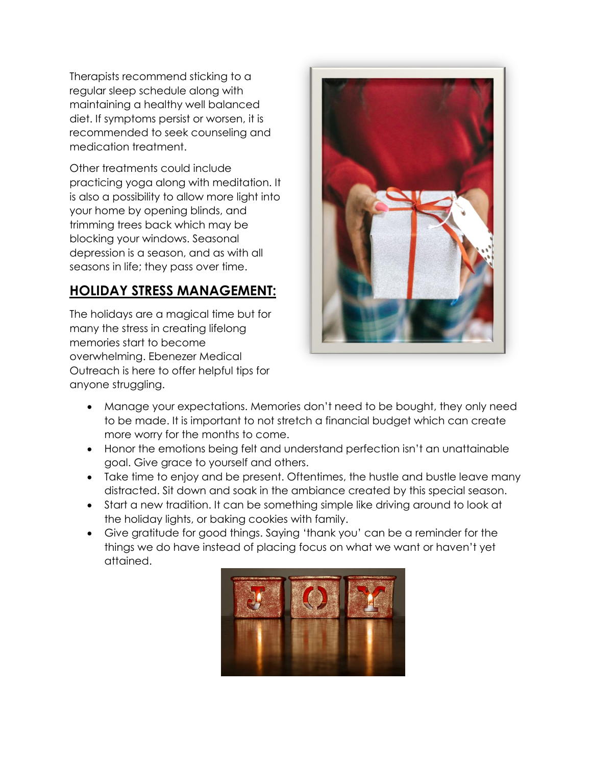Therapists recommend sticking to a regular sleep schedule along with maintaining a healthy well balanced diet. If symptoms persist or worsen, it is recommended to seek counseling and medication treatment.

Other treatments could include practicing yoga along with meditation. It is also a possibility to allow more light into your home by opening blinds, and trimming trees back which may be blocking your windows. Seasonal depression is a season, and as with all seasons in life; they pass over time.

## HOLIDAY STRESS MANAGEMENT:

The holidays are a magical time but for many the stress in creating lifelong memories start to become overwhelming. Ebenezer Medical Outreach is here to offer helpful tips for anyone struggling.

- Manage your expectations. Memories don't need to be bought, they only need to be made. It is important to not stretch a financial budget which can create more worry for the months to come.
- Honor the emotions being felt and understand perfection isn't an unattainable goal. Give grace to yourself and others.
- Take time to enjoy and be present. Oftentimes, the hustle and bustle leave many distracted. Sit down and soak in the ambiance created by this special season.
- Start a new tradition. It can be something simple like driving around to look at the holiday lights, or baking cookies with family.
- Give gratitude for good things. Saying 'thank you' can be a reminder for the things we do have instead of placing focus on what we want or haven't yet attained.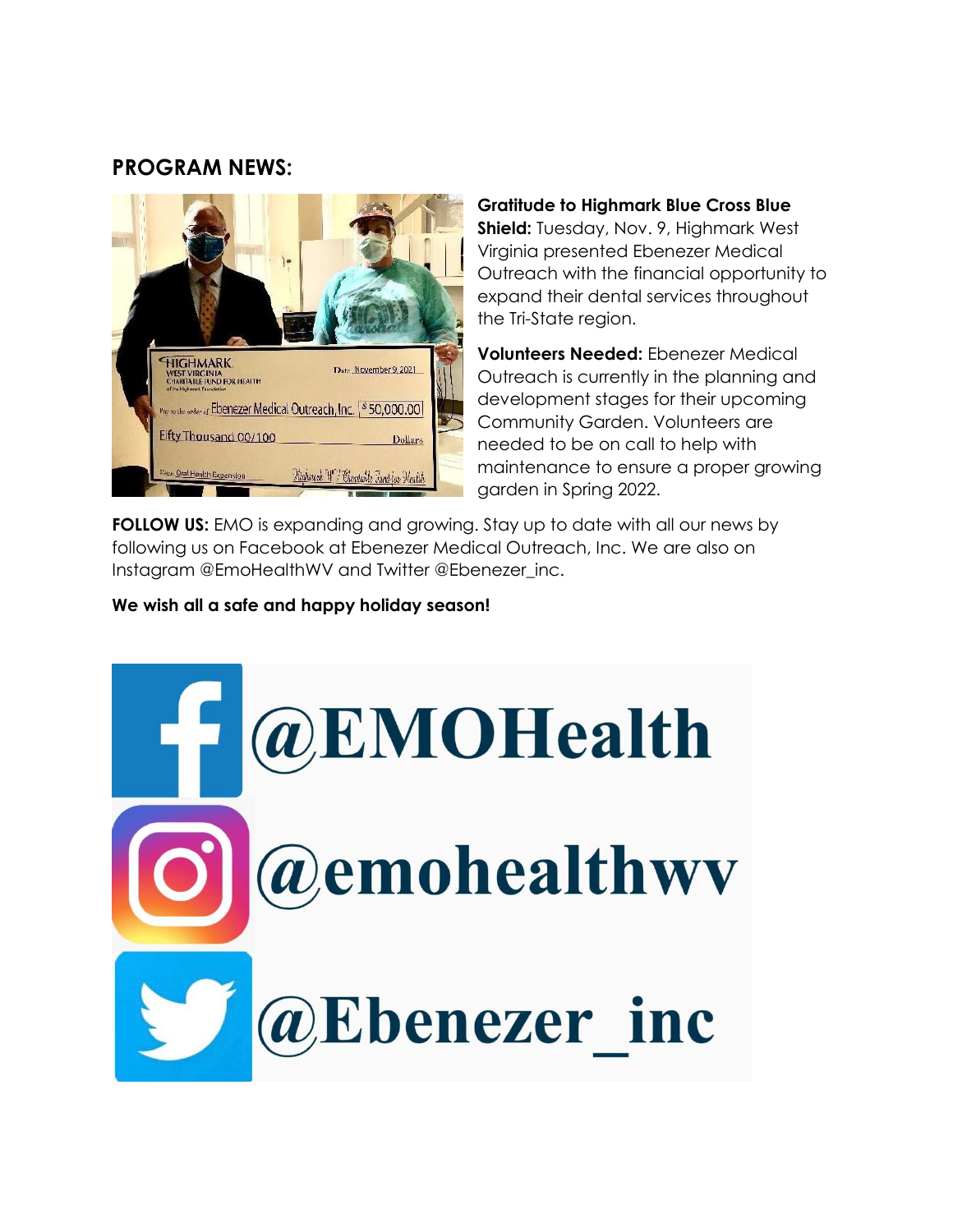## PROGRAM NEWS:

**Gratitude to Highmark Blue Cross Blue Shield:** Tuesday, Nov. 9, Highmark West Virginia presented Ebenezer Medical Outreach with the financial opportunity to expand their dental services throughout the Tri-State region.

**Volunteers Needed:** Ebenezer Medical Outreach is currently in the planning and development stages for their upcoming Community Garden. Volunteers are needed to be on call to help with maintenance to ensure a proper growing garden in Spring 2022.

**FOLLOW US:** EMO is expanding and growing. Stay up to date with all our news by following us on Facebook at Ebenezer Medical Outreach, Inc. We are also on Instagram @EmoHealthWV and Twitter @Ebenezer_inc.

**We wish all a safe and happy holiday season!**

@EMOHealth

@emohealthwv

@Ebenezer_inc